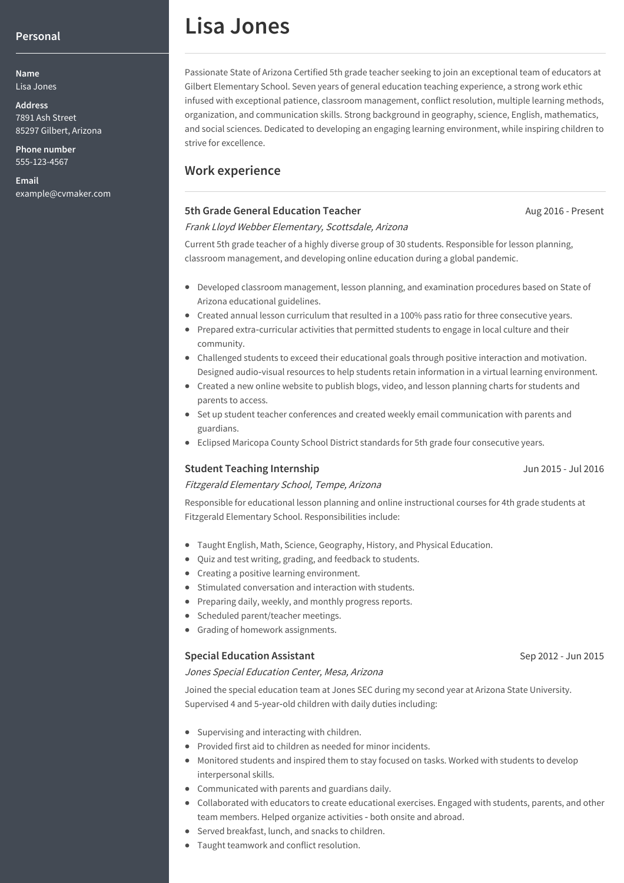# Lisa Jones

## Personal

**Name**
Lisa Jones

**Address**
7891 Ash Street
85297 Gilbert, Arizona

**Phone number**
555-123-4567

**Email**
example@cvmaker.com

Passionate State of Arizona Certified 5th grade teacher seeking to join an exceptional team of educators at Gilbert Elementary School. Seven years of general education teaching experience, a strong work ethic infused with exceptional patience, classroom management, conflict resolution, multiple learning methods, organization, and communication skills. Strong background in geography, science, English, mathematics, and social sciences. Dedicated to developing an engaging learning environment, while inspiring children to strive for excellence.

## Work experience

### 5th Grade General Education Teacher
Aug 2016 - Present

*Frank Lloyd Webber Elementary, Scottsdale, Arizona*

Current 5th grade teacher of a highly diverse group of 30 students. Responsible for lesson planning, classroom management, and developing online education during a global pandemic.

- Developed classroom management, lesson planning, and examination procedures based on State of Arizona educational guidelines.
- Created annual lesson curriculum that resulted in a 100% pass ratio for three consecutive years.
- Prepared extra-curricular activities that permitted students to engage in local culture and their community.
- Challenged students to exceed their educational goals through positive interaction and motivation. Designed audio-visual resources to help students retain information in a virtual learning environment.
- Created a new online website to publish blogs, video, and lesson planning charts for students and parents to access.
- Set up student teacher conferences and created weekly email communication with parents and guardians.
- Eclipsed Maricopa County School District standards for 5th grade four consecutive years.

### Student Teaching Internship
Jun 2015 - Jul 2016

*Fitzgerald Elementary School, Tempe, Arizona*

Responsible for educational lesson planning and online instructional courses for 4th grade students at Fitzgerald Elementary School. Responsibilities include:

- Taught English, Math, Science, Geography, History, and Physical Education.
- Quiz and test writing, grading, and feedback to students.
- Creating a positive learning environment.
- Stimulated conversation and interaction with students.
- Preparing daily, weekly, and monthly progress reports.
- Scheduled parent/teacher meetings.
- Grading of homework assignments.

### Special Education Assistant
Sep 2012 - Jun 2015

*Jones Special Education Center, Mesa, Arizona*

Joined the special education team at Jones SEC during my second year at Arizona State University. Supervised 4 and 5-year-old children with daily duties including:

- Supervising and interacting with children.
- Provided first aid to children as needed for minor incidents.
- Monitored students and inspired them to stay focused on tasks. Worked with students to develop interpersonal skills.
- Communicated with parents and guardians daily.
- Collaborated with educators to create educational exercises. Engaged with students, parents, and other team members. Helped organize activities - both onsite and abroad.
- Served breakfast, lunch, and snacks to children.
- Taught teamwork and conflict resolution.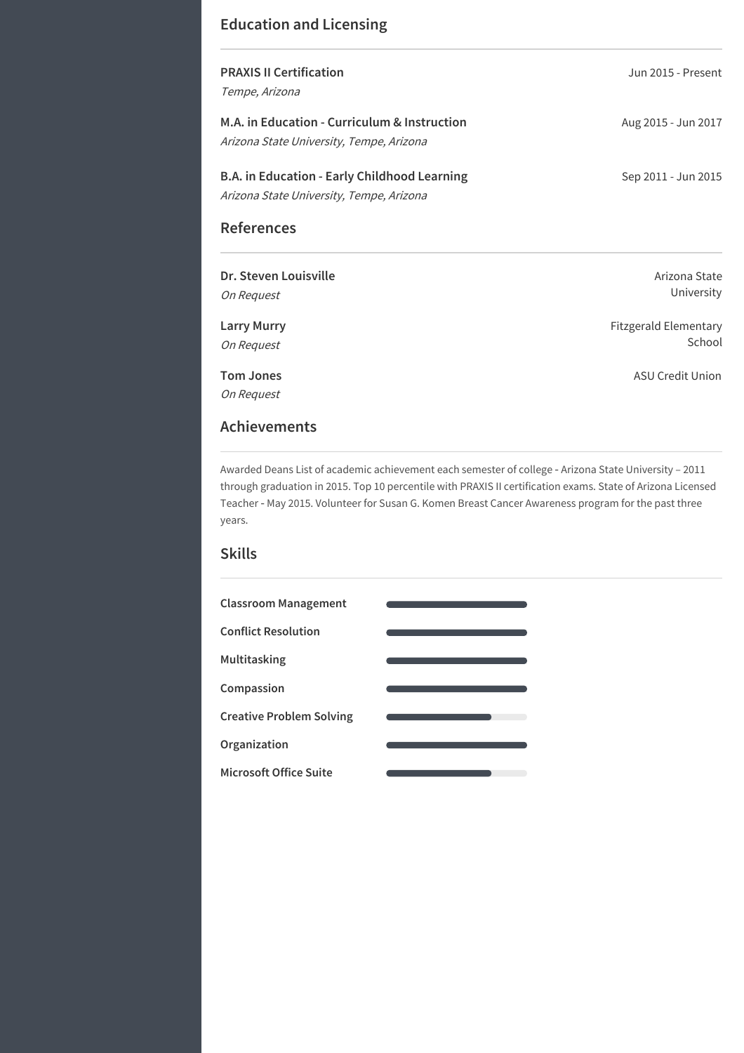## Education and Licensing

**PRAXIS II Certification** — Jun 2015 - Present
*Tempe, Arizona*

**M.A. in Education - Curriculum & Instruction** — Aug 2015 - Jun 2017
*Arizona State University, Tempe, Arizona*

**B.A. in Education - Early Childhood Learning** — Sep 2011 - Jun 2015
*Arizona State University, Tempe, Arizona*

## References

**Dr. Steven Louisville** — Arizona State University
*On Request*

**Larry Murry** — Fitzgerald Elementary School
*On Request*

**Tom Jones** — ASU Credit Union
*On Request*

## Achievements

Awarded Deans List of academic achievement each semester of college - Arizona State University – 2011 through graduation in 2015. Top 10 percentile with PRAXIS II certification exams. State of Arizona Licensed Teacher - May 2015. Volunteer for Susan G. Komen Breast Cancer Awareness program for the past three years.

## Skills

- **Classroom Management**
- **Conflict Resolution**
- **Multitasking**
- **Compassion**
- **Creative Problem Solving**
- **Organization**
- **Microsoft Office Suite**